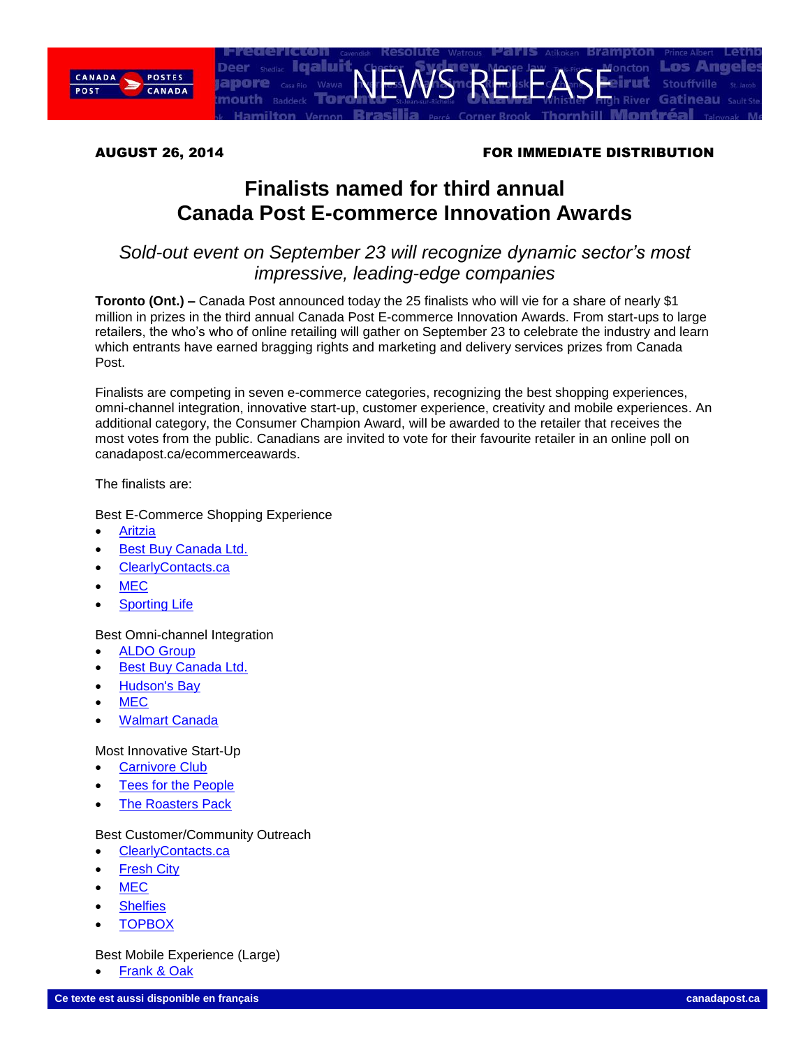**AUGUST 26, 2014** **FOR IMMEDIATE DISTRIBUTION**

# Finalists named for third annual Canada Post E-commerce Innovation Awards

*Sold-out event on September 23 will recognize dynamic sector's most impressive, leading-edge companies*

**Toronto (Ont.) –** Canada Post announced today the 25 finalists who will vie for a share of nearly $1 million in prizes in the third annual Canada Post E-commerce Innovation Awards. From start-ups to large retailers, the who's who of online retailing will gather on September 23 to celebrate the industry and learn which entrants have earned bragging rights and marketing and delivery services prizes from Canada Post.

Finalists are competing in seven e-commerce categories, recognizing the best shopping experiences, omni-channel integration, innovative start-up, customer experience, creativity and mobile experiences. An additional category, the Consumer Champion Award, will be awarded to the retailer that receives the most votes from the public. Canadians are invited to vote for their favourite retailer in an online poll on canadapost.ca/ecommerceawards.

The finalists are:

Best E-Commerce Shopping Experience

- Aritzia
- Best Buy Canada Ltd.
- ClearlyContacts.ca
- MEC
- Sporting Life

Best Omni-channel Integration

- ALDO Group
- Best Buy Canada Ltd.
- Hudson's Bay
- MEC
- Walmart Canada

Most Innovative Start-Up

- Carnivore Club
- Tees for the People
- The Roasters Pack

Best Customer/Community Outreach

- ClearlyContacts.ca
- Fresh City
- MEC
- Shelfies
- TOPBOX

Best Mobile Experience (Large)

- Frank & Oak

Ce texte est aussi disponible en français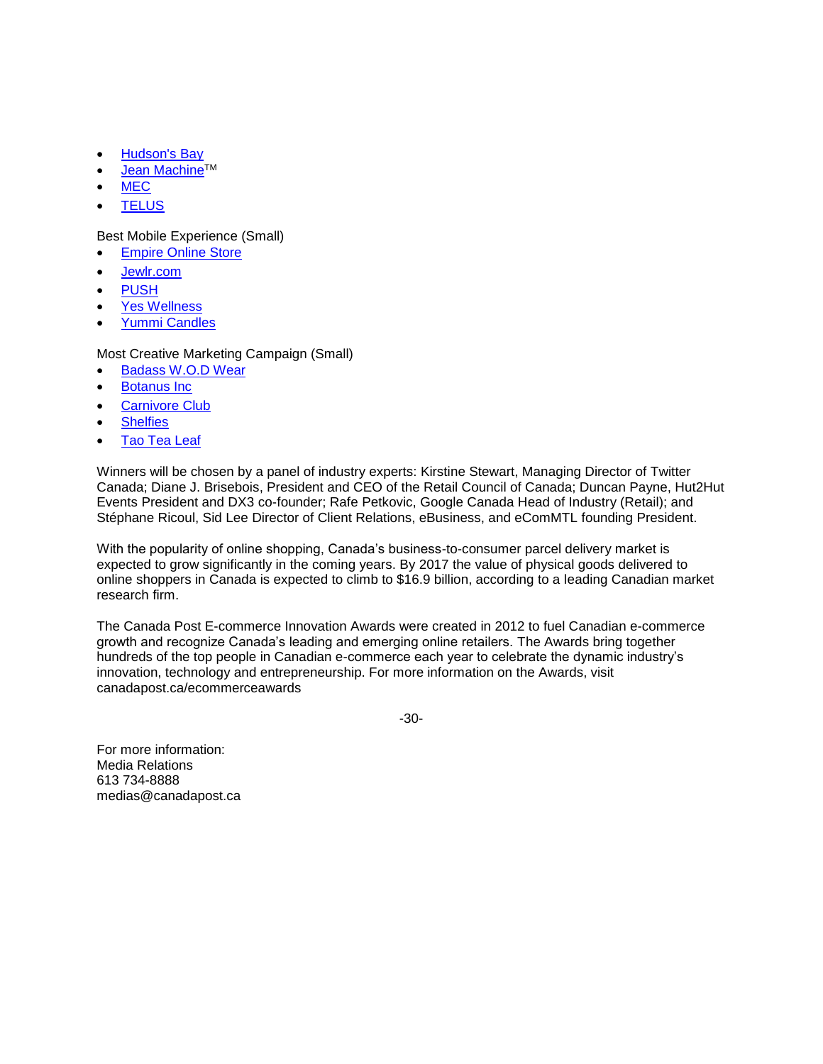- Hudson's Bay
- Jean Machine™
- MEC
- TELUS

Best Mobile Experience (Small)

- Empire Online Store
- Jewlr.com
- PUSH
- Yes Wellness
- Yummi Candles

Most Creative Marketing Campaign (Small)

- Badass W.O.D Wear
- Botanus Inc
- Carnivore Club
- Shelfies
- Tao Tea Leaf

Winners will be chosen by a panel of industry experts: Kirstine Stewart, Managing Director of Twitter Canada; Diane J. Brisebois, President and CEO of the Retail Council of Canada; Duncan Payne, Hut2Hut Events President and DX3 co-founder; Rafe Petkovic, Google Canada Head of Industry (Retail); and Stéphane Ricoul, Sid Lee Director of Client Relations, eBusiness, and eComMTL founding President.

With the popularity of online shopping, Canada's business-to-consumer parcel delivery market is expected to grow significantly in the coming years. By 2017 the value of physical goods delivered to online shoppers in Canada is expected to climb to $16.9 billion, according to a leading Canadian market research firm.

The Canada Post E-commerce Innovation Awards were created in 2012 to fuel Canadian e-commerce growth and recognize Canada's leading and emerging online retailers. The Awards bring together hundreds of the top people in Canadian e-commerce each year to celebrate the dynamic industry's innovation, technology and entrepreneurship. For more information on the Awards, visit canadapost.ca/ecommerceawards

-30-

For more information:
Media Relations
613 734-8888
medias@canadapost.ca